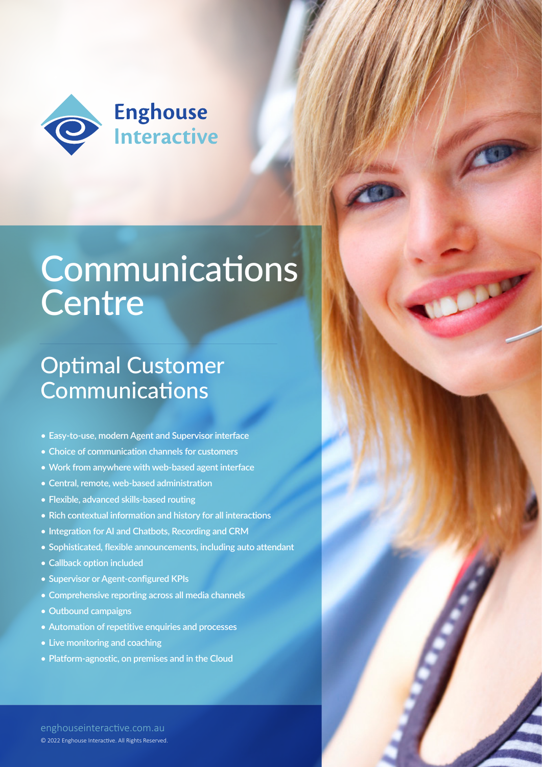Enghouse Interactive

# Communications Centre

## Optimal Customer Communications

- Easy-to-use, modern Agent and Supervisor interface
- Choice of communication channels for customers
- Work from anywhere with web-based agent interface
- Central, remote, web-based administration
- Flexible, advanced skills-based routing
- Rich contextual information and history for all interactions
- Integration for AI and Chatbots, Recording and CRM
- Sophisticated, flexible announcements, including auto attendant
- Callback option included
- Supervisor or Agent-configured KPIs
- Comprehensive reporting across all media channels
- Outbound campaigns
- Automation of repetitive enquiries and processes
- Live monitoring and coaching
- Platform-agnostic, on premises and in the Cloud

enghouseinteractive.com.au

© 2022 Enghouse Interactive. All Rights Reserved.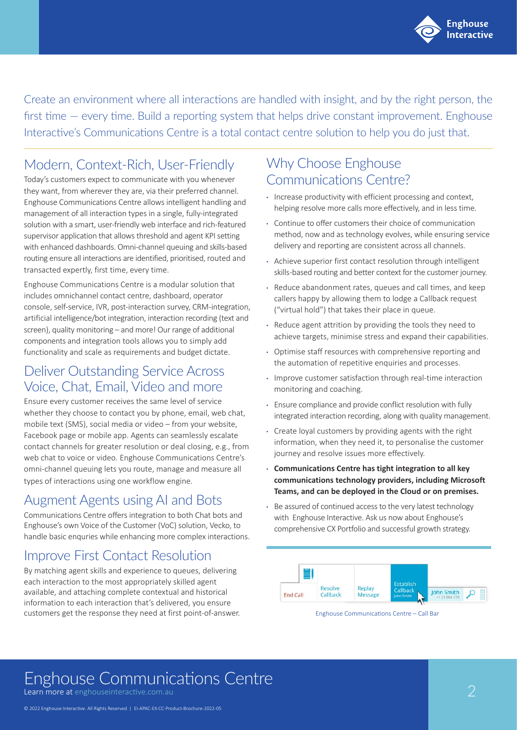Create an environment where all interactions are handled with insight, and by the right person, the first time — every time. Build a reporting system that helps drive constant improvement. Enghouse Interactive's Communications Centre is a total contact centre solution to help you do just that.

## Modern, Context-Rich, User-Friendly

Today's customers expect to communicate with you whenever they want, from wherever they are, via their preferred channel. Enghouse Communications Centre allows intelligent handling and management of all interaction types in a single, fully-integrated solution with a smart, user-friendly web interface and rich-featured supervisor application that allows threshold and agent KPI setting with enhanced dashboards. Omni-channel queuing and skills-based routing ensure all interactions are identified, prioritised, routed and transacted expertly, first time, every time.

Enghouse Communications Centre is a modular solution that includes omnichannel contact centre, dashboard, operator console, self-service, IVR, post-interaction survey, CRM-integration, artificial intelligence/bot integration, interaction recording (text and screen), quality monitoring – and more! Our range of additional components and integration tools allows you to simply add functionality and scale as requirements and budget dictate.

## Deliver Outstanding Service Across Voice, Chat, Email, Video and more

Ensure every customer receives the same level of service whether they choose to contact you by phone, email, web chat, mobile text (SMS), social media or video – from your website, Facebook page or mobile app. Agents can seamlessly escalate contact channels for greater resolution or deal closing, e.g., from web chat to voice or video. Enghouse Communications Centre's omni-channel queuing lets you route, manage and measure all types of interactions using one workflow engine.

## Augment Agents using AI and Bots

Communications Centre offers integration to both Chat bots and Enghouse's own Voice of the Customer (VoC) solution, Vecko, to handle basic enquries while enhancing more complex interactions.

## Improve First Contact Resolution

By matching agent skills and experience to queues, delivering each interaction to the most appropriately skilled agent available, and attaching complete contextual and historical information to each interaction that's delivered, you ensure customers get the response they need at first point-of-answer.

## Why Choose Enghouse Communications Centre?

- Increase productivity with efficient processing and context, helping resolve more calls more effectively, and in less time.
- Continue to offer customers their choice of communication method, now and as technology evolves, while ensuring service delivery and reporting are consistent across all channels.
- Achieve superior first contact resolution through intelligent skills-based routing and better context for the customer journey.
- Reduce abandonment rates, queues and call times, and keep callers happy by allowing them to lodge a Callback request ("virtual hold") that takes their place in queue.
- Reduce agent attrition by providing the tools they need to achieve targets, minimise stress and expand their capabilities.
- Optimise staff resources with comprehensive reporting and the automation of repetitive enquiries and processes.
- Improve customer satisfaction through real-time interaction monitoring and coaching.
- Ensure compliance and provide conflict resolution with fully integrated interaction recording, along with quality management.
- Create loyal customers by providing agents with the right information, when they need it, to personalise the customer journey and resolve issues more effectively.
- **Communications Centre has tight integration to all key communications technology providers, including Microsoft Teams, and can be deployed in the Cloud or on premises.**
- Be assured of continued access to the very latest technology with Enghouse Interactive. Ask us now about Enghouse's comprehensive CX Portfolio and successful growth strategy.

End Call | Resolve Callback | Replay Message | Establish Callback John Smith | John Smith +1 21 884 579

Enghouse Communications Centre – Call Bar

# Enghouse Communications Centre

Learn more at enghouseinteractive.com.au

© 2022 Enghouse Interactive. All Rights Reserved | EI-APAC-EX-CC-Product-Brochure-2022-05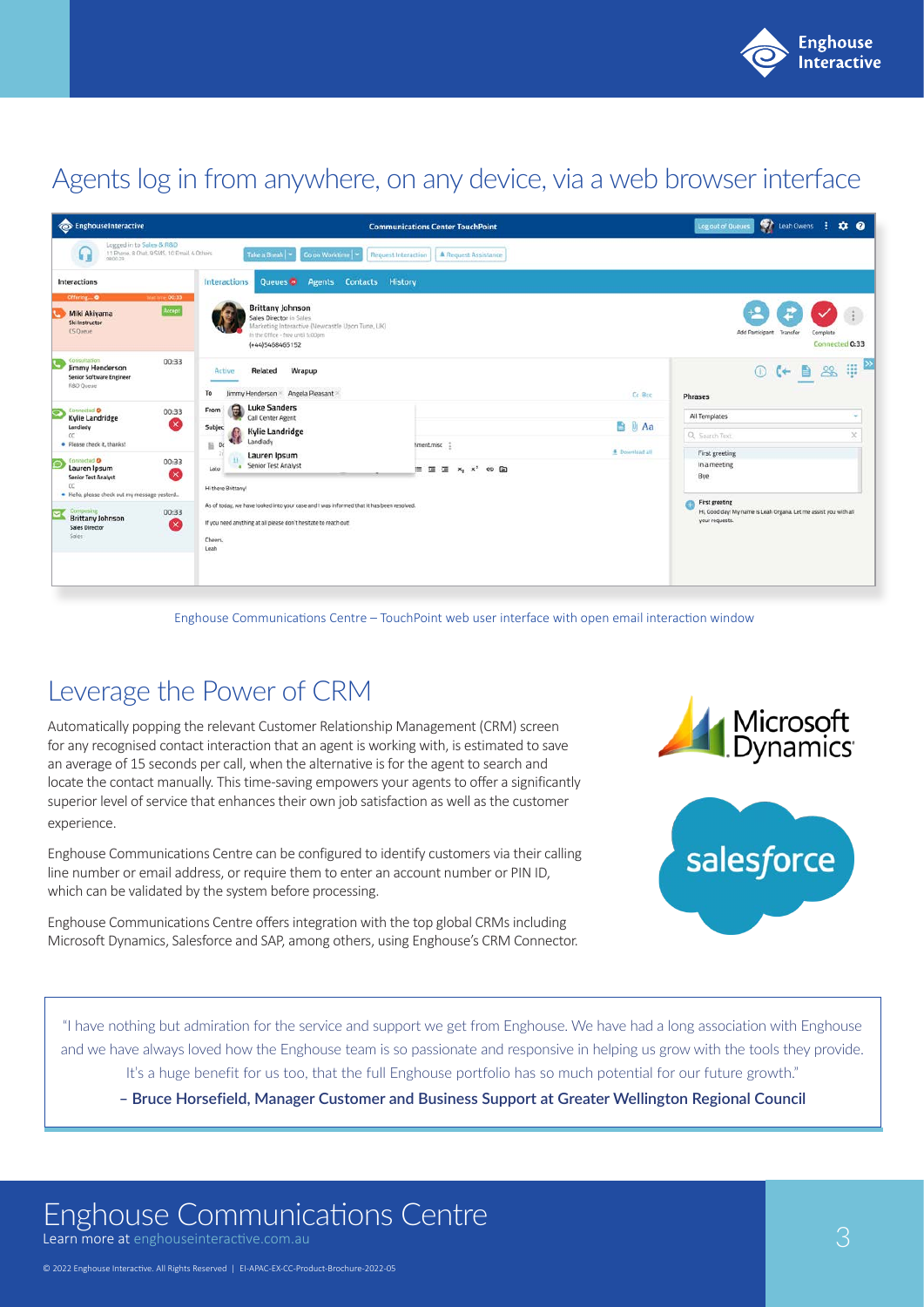# Agents log in from anywhere, on any device, via a web browser interface

Enghouse Communications Centre – TouchPoint web user interface with open email interaction window

## Leverage the Power of CRM

Automatically popping the relevant Customer Relationship Management (CRM) screen for any recognised contact interaction that an agent is working with, is estimated to save an average of 15 seconds per call, when the alternative is for the agent to search and locate the contact manually. This time-saving empowers your agents to offer a significantly superior level of service that enhances their own job satisfaction as well as the customer experience.

Enghouse Communications Centre can be configured to identify customers via their calling line number or email address, or require them to enter an account number or PIN ID, which can be validated by the system before processing.

Enghouse Communications Centre offers integration with the top global CRMs including Microsoft Dynamics, Salesforce and SAP, among others, using Enghouse's CRM Connector.

> "I have nothing but admiration for the service and support we get from Enghouse. We have had a long association with Enghouse and we have always loved how the Enghouse team is so passionate and responsive in helping us grow with the tools they provide. It's a huge benefit for us too, that the full Enghouse portfolio has so much potential for our future growth."
>
> **– Bruce Horsefield, Manager Customer and Business Support at Greater Wellington Regional Council**

# Enghouse Communications Centre

Learn more at enghouseinteractive.com.au

© 2022 Enghouse Interactive. All Rights Reserved | EI-APAC-EX-CC-Product-Brochure-2022-05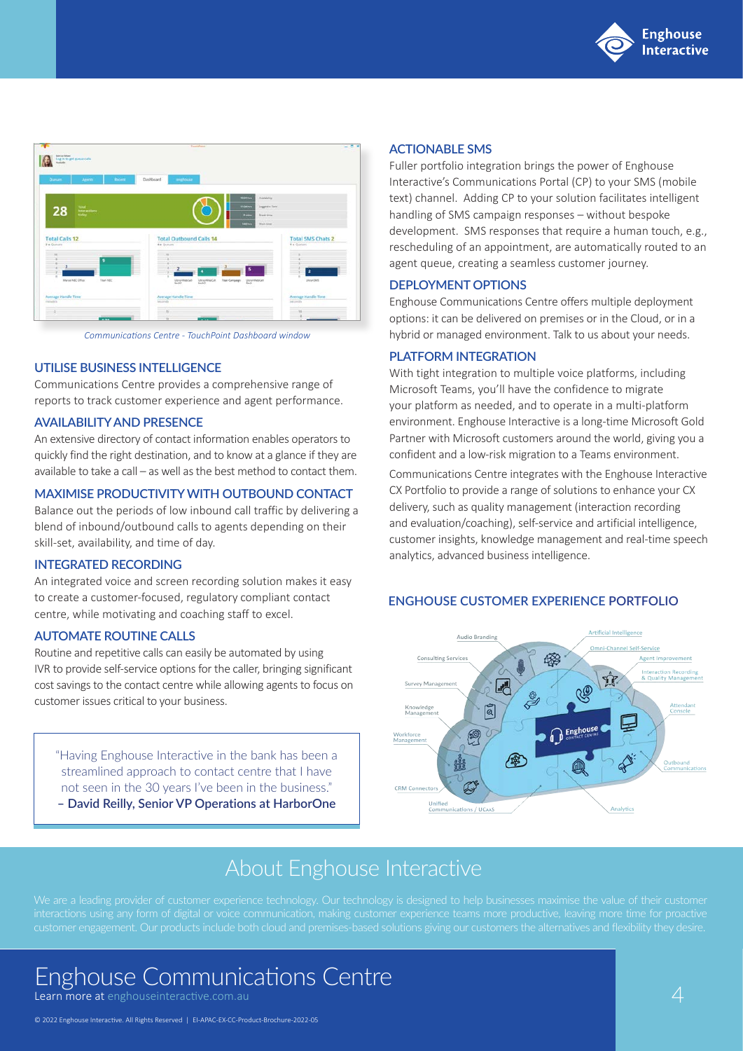*Communications Centre - TouchPoint Dashboard window*

## UTILISE BUSINESS INTELLIGENCE

Communications Centre provides a comprehensive range of reports to track customer experience and agent performance.

## AVAILABILITY AND PRESENCE

An extensive directory of contact information enables operators to quickly find the right destination, and to know at a glance if they are available to take a call – as well as the best method to contact them.

## MAXIMISE PRODUCTIVITY WITH OUTBOUND CONTACT

Balance out the periods of low inbound call traffic by delivering a blend of inbound/outbound calls to agents depending on their skill-set, availability, and time of day.

## INTEGRATED RECORDING

An integrated voice and screen recording solution makes it easy to create a customer-focused, regulatory compliant contact centre, while motivating and coaching staff to excel.

## AUTOMATE ROUTINE CALLS

Routine and repetitive calls can easily be automated by using IVR to provide self-service options for the caller, bringing significant cost savings to the contact centre while allowing agents to focus on customer issues critical to your business.

> "Having Enghouse Interactive in the bank has been a streamlined approach to contact centre that I have not seen in the 30 years I've been in the business."
> **– David Reilly, Senior VP Operations at HarborOne**

## ACTIONABLE SMS

Fuller portfolio integration brings the power of Enghouse Interactive's Communications Portal (CP) to your SMS (mobile text) channel. Adding CP to your solution facilitates intelligent handling of SMS campaign responses – without bespoke development. SMS responses that require a human touch, e.g., rescheduling of an appointment, are automatically routed to an agent queue, creating a seamless customer journey.

## DEPLOYMENT OPTIONS

Enghouse Communications Centre offers multiple deployment options: it can be delivered on premises or in the Cloud, or in a hybrid or managed environment. Talk to us about your needs.

## PLATFORM INTEGRATION

With tight integration to multiple voice platforms, including Microsoft Teams, you'll have the confidence to migrate your platform as needed, and to operate in a multi-platform environment. Enghouse Interactive is a long-time Microsoft Gold Partner with Microsoft customers around the world, giving you a confident and a low-risk migration to a Teams environment.

Communications Centre integrates with the Enghouse Interactive CX Portfolio to provide a range of solutions to enhance your CX delivery, such as quality management (interaction recording and evaluation/coaching), self-service and artificial intelligence, customer insights, knowledge management and real-time speech analytics, advanced business intelligence.

## ENGHOUSE CUSTOMER EXPERIENCE PORTFOLIO

Audio Branding
Artificial Intelligence
Omni-Channel Self-Service
Agent Improvement
Interaction Recording & Quality Management
Attendant Console
Outbound Communications
Analytics
Unified Communications / UCaaS
CRM Connectors
Workforce Management
Knowledge Management
Survey Management
Consulting Services
Enghouse Contact Centre

# About Enghouse Interactive

We are a leading provider of customer experience technology. Our technology is designed to help businesses maximise the value of their customer interactions using any form of digital or voice communication, making customer experience teams more productive, leaving more time for proactive customer engagement. Our products include both cloud and premises-based solutions giving our customers the alternatives and flexibility they desire.

# Enghouse Communications Centre

Learn more at enghouseinteractive.com.au

© 2022 Enghouse Interactive. All Rights Reserved | EI-APAC-EX-CC-Product-Brochure-2022-05